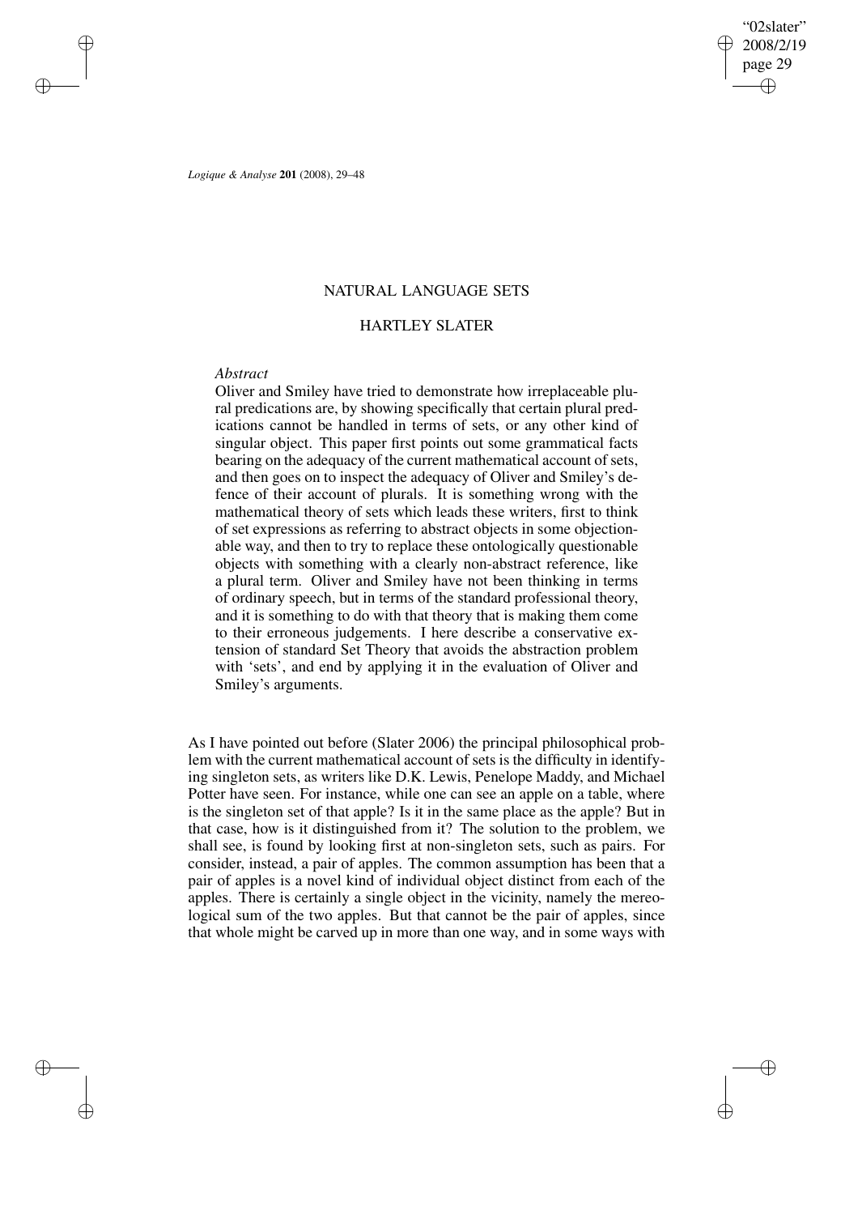# NATURAL LANGUAGE SETS

## HARTLEY SLATER

*Abstract*

Oliver and Smiley have tried to demonstrate how irreplaceable plural predications are, by showing specifically that certain plural predications cannot be handled in terms of sets, or any other kind of singular object. This paper first points out some grammatical facts bearing on the adequacy of the current mathematical account of sets, and then goes on to inspect the adequacy of Oliver and Smiley's defence of their account of plurals. It is something wrong with the mathematical theory of sets which leads these writers, first to think of set expressions as referring to abstract objects in some objectionable way, and then to try to replace these ontologically questionable objects with something with a clearly non-abstract reference, like a plural term. Oliver and Smiley have not been thinking in terms of ordinary speech, but in terms of the standard professional theory, and it is something to do with that theory that is making them come to their erroneous judgements. I here describe a conservative extension of standard Set Theory that avoids the abstraction problem with 'sets', and end by applying it in the evaluation of Oliver and Smiley's arguments.

As I have pointed out before (Slater 2006) the principal philosophical problem with the current mathematical account of sets is the difficulty in identifying singleton sets, as writers like D.K. Lewis, Penelope Maddy, and Michael Potter have seen. For instance, while one can see an apple on a table, where is the singleton set of that apple? Is it in the same place as the apple? But in that case, how is it distinguished from it? The solution to the problem, we shall see, is found by looking first at non-singleton sets, such as pairs. For consider, instead, a pair of apples. The common assumption has been that a pair of apples is a novel kind of individual object distinct from each of the apples. There is certainly a single object in the vicinity, namely the mereological sum of the two apples. But that cannot be the pair of apples, since that whole might be carved up in more than one way, and in some ways with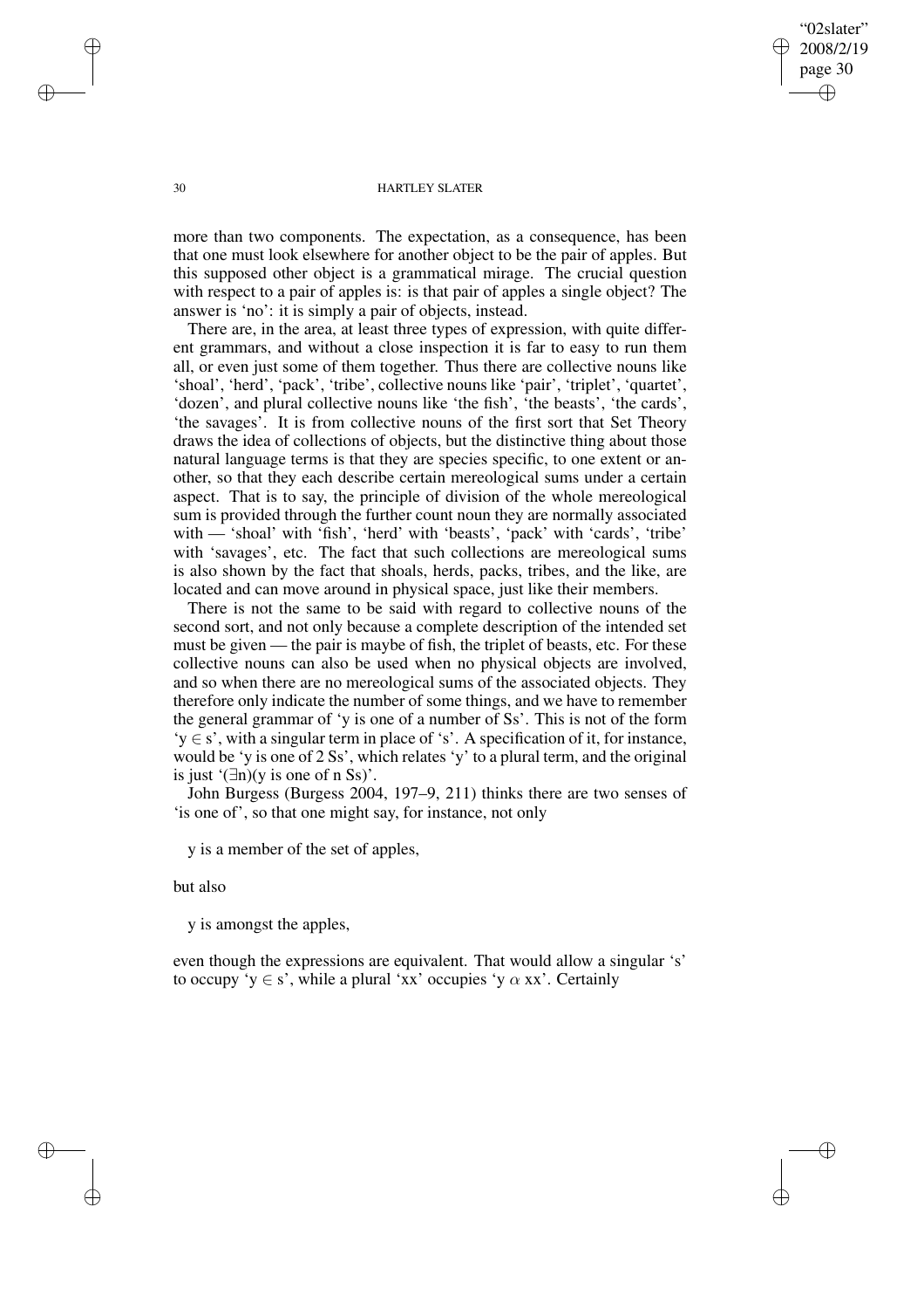more than two components. The expectation, as a consequence, has been that one must look elsewhere for another object to be the pair of apples. But this supposed other object is a grammatical mirage. The crucial question with respect to a pair of apples is: is that pair of apples a single object? The answer is 'no': it is simply a pair of objects, instead.

There are, in the area, at least three types of expression, with quite different grammars, and without a close inspection it is far to easy to run them all, or even just some of them together. Thus there are collective nouns like 'shoal', 'herd', 'pack', 'tribe', collective nouns like 'pair', 'triplet', 'quartet', 'dozen', and plural collective nouns like 'the fish', 'the beasts', 'the cards', 'the savages'. It is from collective nouns of the first sort that Set Theory draws the idea of collections of objects, but the distinctive thing about those natural language terms is that they are species specific, to one extent or another, so that they each describe certain mereological sums under a certain aspect. That is to say, the principle of division of the whole mereological sum is provided through the further count noun they are normally associated with — 'shoal' with 'fish', 'herd' with 'beasts', 'pack' with 'cards', 'tribe' with 'savages', etc. The fact that such collections are mereological sums is also shown by the fact that shoals, herds, packs, tribes, and the like, are located and can move around in physical space, just like their members.

There is not the same to be said with regard to collective nouns of the second sort, and not only because a complete description of the intended set must be given — the pair is maybe of fish, the triplet of beasts, etc. For these collective nouns can also be used when no physical objects are involved, and so when there are no mereological sums of the associated objects. They therefore only indicate the number of some things, and we have to remember the general grammar of 'y is one of a number of Ss'. This is not of the form '$y \in s$', with a singular term in place of 's'. A specification of it, for instance, would be 'y is one of 2 Ss', which relates 'y' to a plural term, and the original is just '$(\exists n)$(y is one of n Ss)'.

John Burgess (Burgess 2004, 197–9, 211) thinks there are two senses of 'is one of', so that one might say, for instance, not only

y is a member of the set of apples,

but also

y is amongst the apples,

even though the expressions are equivalent. That would allow a singular 's' to occupy '$y \in s$', while a plural 'xx' occupies '$y \; \alpha \; xx$'. Certainly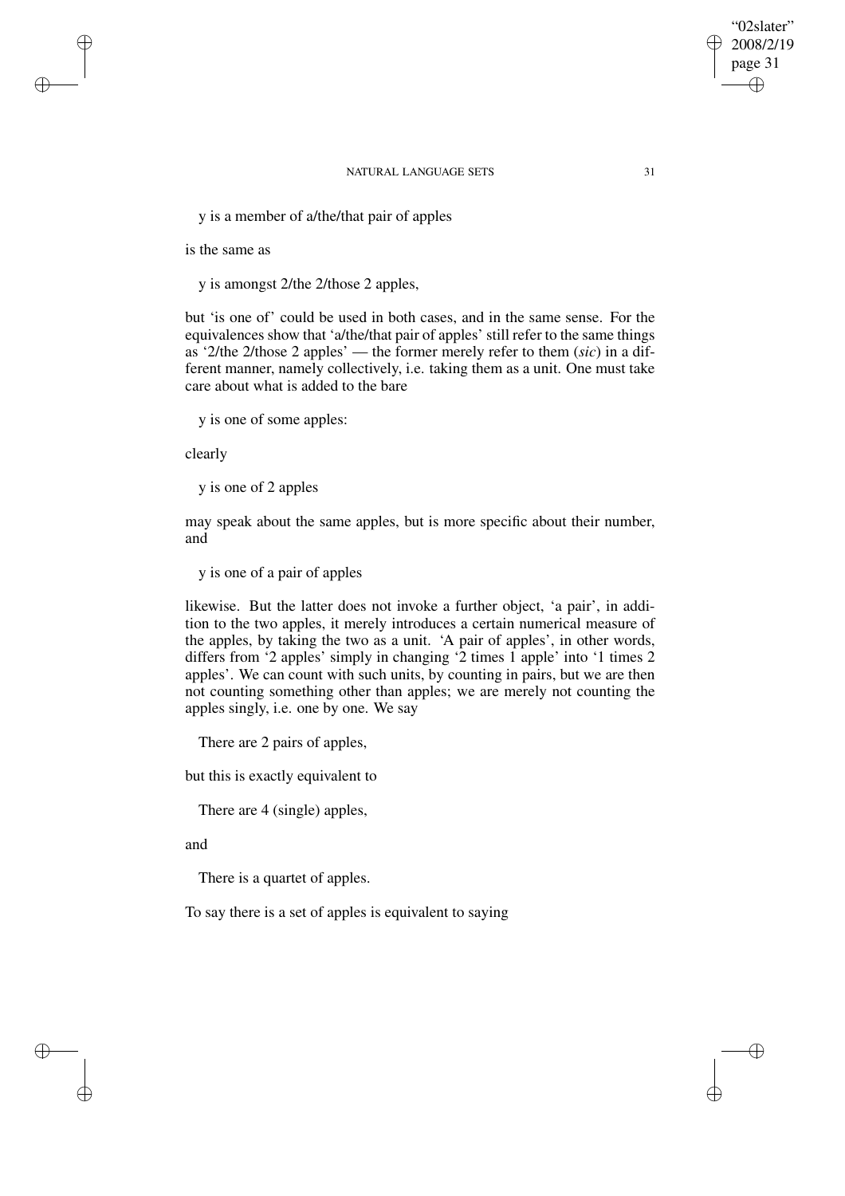y is a member of a/the/that pair of apples

is the same as

y is amongst 2/the 2/those 2 apples,

but 'is one of' could be used in both cases, and in the same sense. For the equivalences show that 'a/the/that pair of apples' still refer to the same things as '2/the 2/those 2 apples' — the former merely refer to them (*sic*) in a different manner, namely collectively, i.e. taking them as a unit. One must take care about what is added to the bare

y is one of some apples:

clearly

y is one of 2 apples

may speak about the same apples, but is more specific about their number, and

y is one of a pair of apples

likewise. But the latter does not invoke a further object, 'a pair', in addition to the two apples, it merely introduces a certain numerical measure of the apples, by taking the two as a unit. 'A pair of apples', in other words, differs from '2 apples' simply in changing '2 times 1 apple' into '1 times 2 apples'. We can count with such units, by counting in pairs, but we are then not counting something other than apples; we are merely not counting the apples singly, i.e. one by one. We say

There are 2 pairs of apples,

but this is exactly equivalent to

There are 4 (single) apples,

and

There is a quartet of apples.

To say there is a set of apples is equivalent to saying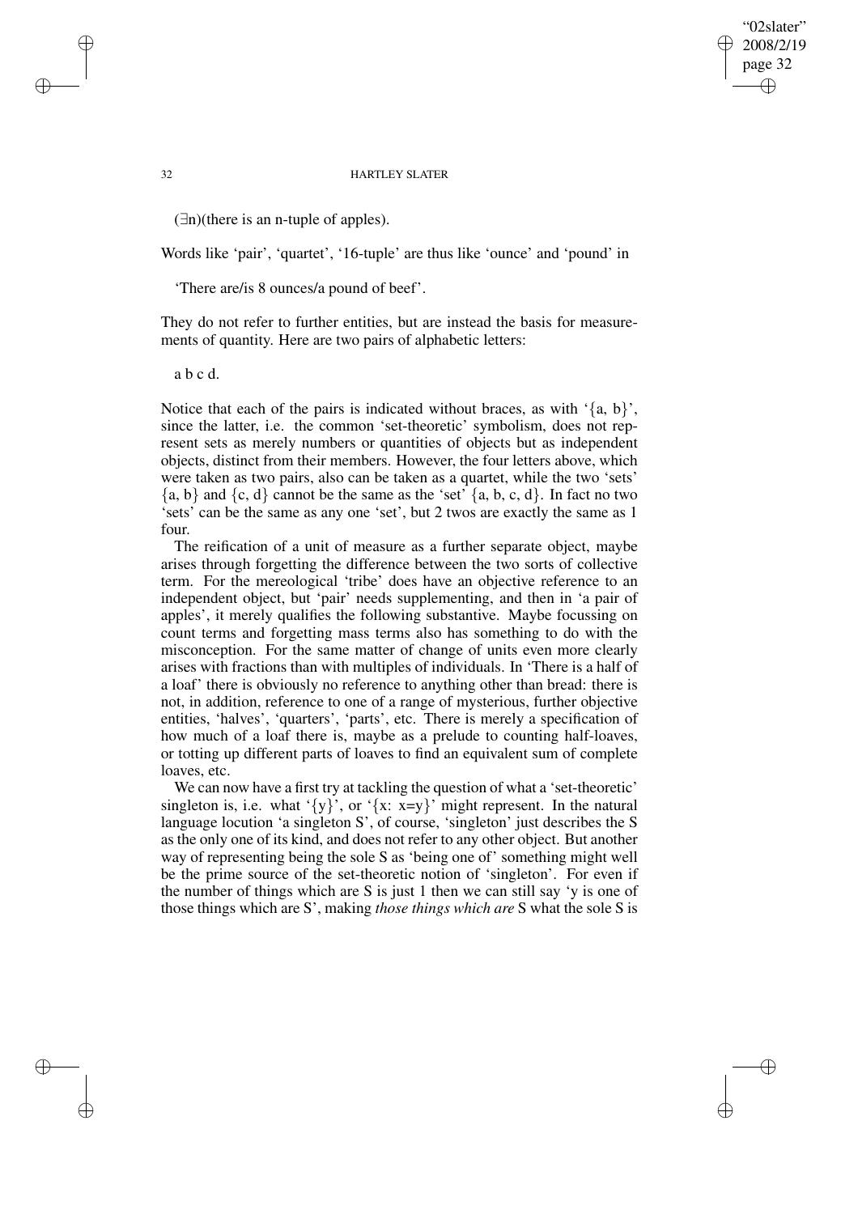($\exists$n)(there is an n-tuple of apples).

Words like 'pair', 'quartet', '16-tuple' are thus like 'ounce' and 'pound' in

'There are/is 8 ounces/a pound of beef'.

They do not refer to further entities, but are instead the basis for measurements of quantity. Here are two pairs of alphabetic letters:

a b c d.

Notice that each of the pairs is indicated without braces, as with '{a, b}', since the latter, i.e. the common 'set-theoretic' symbolism, does not represent sets as merely numbers or quantities of objects but as independent objects, distinct from their members. However, the four letters above, which were taken as two pairs, also can be taken as a quartet, while the two 'sets' {a, b} and {c, d} cannot be the same as the 'set' {a, b, c, d}. In fact no two 'sets' can be the same as any one 'set', but 2 twos are exactly the same as 1 four.

The reification of a unit of measure as a further separate object, maybe arises through forgetting the difference between the two sorts of collective term. For the mereological 'tribe' does have an objective reference to an independent object, but 'pair' needs supplementing, and then in 'a pair of apples', it merely qualifies the following substantive. Maybe focussing on count terms and forgetting mass terms also has something to do with the misconception. For the same matter of change of units even more clearly arises with fractions than with multiples of individuals. In 'There is a half of a loaf' there is obviously no reference to anything other than bread: there is not, in addition, reference to one of a range of mysterious, further objective entities, 'halves', 'quarters', 'parts', etc. There is merely a specification of how much of a loaf there is, maybe as a prelude to counting half-loaves, or totting up different parts of loaves to find an equivalent sum of complete loaves, etc.

We can now have a first try at tackling the question of what a 'set-theoretic' singleton is, i.e. what '{y}', or '{x: x=y}' might represent. In the natural language locution 'a singleton S', of course, 'singleton' just describes the S as the only one of its kind, and does not refer to any other object. But another way of representing being the sole S as 'being one of' something might well be the prime source of the set-theoretic notion of 'singleton'. For even if the number of things which are S is just 1 then we can still say 'y is one of those things which are S', making *those things which are* S what the sole S is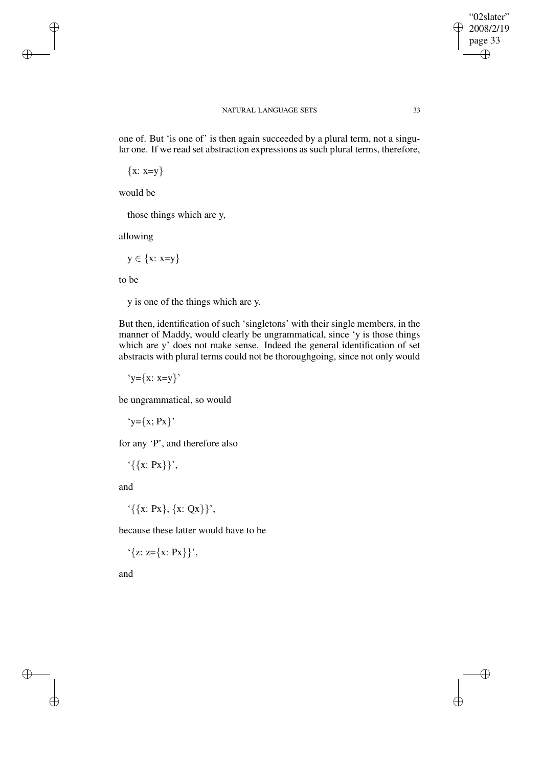one of. But 'is one of' is then again succeeded by a plural term, not a singular one. If we read set abstraction expressions as such plural terms, therefore,

$\{x: x=y\}$

would be

those things which are y,

allowing

$y \in \{x: x=y\}$

to be

y is one of the things which are y.

But then, identification of such 'singletons' with their single members, in the manner of Maddy, would clearly be ungrammatical, since 'y is those things which are y' does not make sense. Indeed the general identification of set abstracts with plural terms could not be thoroughgoing, since not only would

'$y=\{x: x=y\}$'

be ungrammatical, so would

'$y=\{x; Px\}$'

for any 'P', and therefore also

'$\{\{x: Px\}\}$',

and

'$\{\{x: Px\}, \{x: Qx\}\}$',

because these latter would have to be

'$\{z: z=\{x: Px\}\}$',

and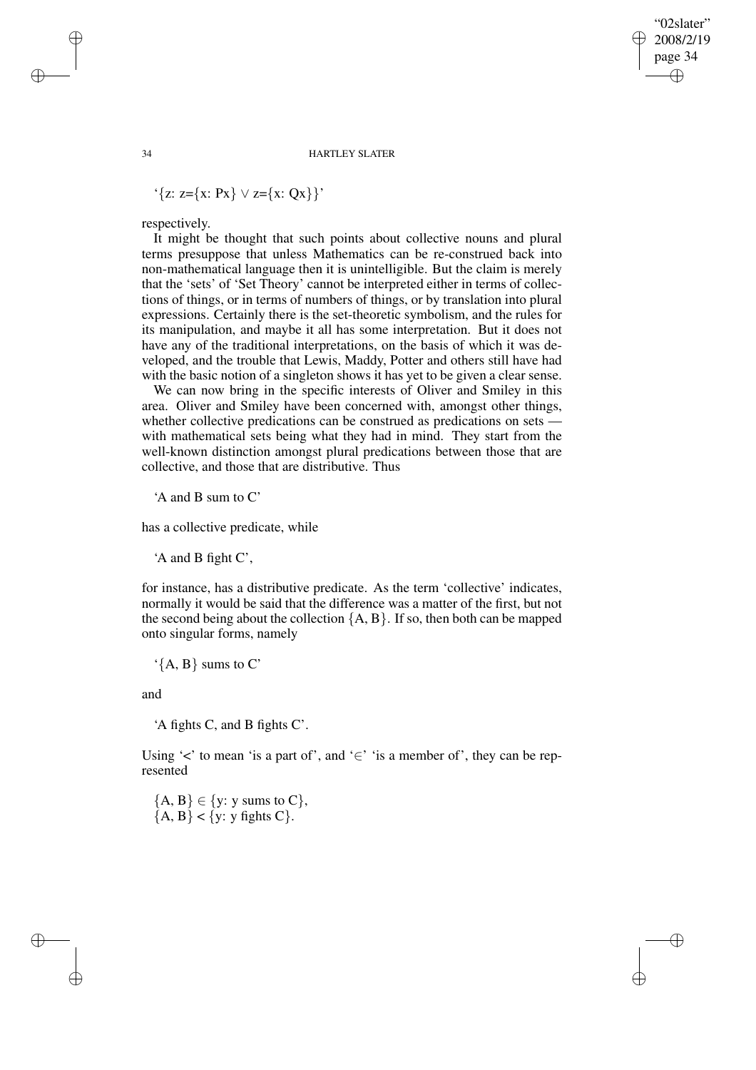'$\{z: z=\{x: Px\} \vee z=\{x: Qx\}\}$'

respectively.

It might be thought that such points about collective nouns and plural terms presuppose that unless Mathematics can be re-construed back into non-mathematical language then it is unintelligible. But the claim is merely that the 'sets' of 'Set Theory' cannot be interpreted either in terms of collections of things, or in terms of numbers of things, or by translation into plural expressions. Certainly there is the set-theoretic symbolism, and the rules for its manipulation, and maybe it all has some interpretation. But it does not have any of the traditional interpretations, on the basis of which it was developed, and the trouble that Lewis, Maddy, Potter and others still have had with the basic notion of a singleton shows it has yet to be given a clear sense.

We can now bring in the specific interests of Oliver and Smiley in this area. Oliver and Smiley have been concerned with, amongst other things, whether collective predications can be construed as predications on sets — with mathematical sets being what they had in mind. They start from the well-known distinction amongst plural predications between those that are collective, and those that are distributive. Thus

'A and B sum to C'

has a collective predicate, while

'A and B fight C',

for instance, has a distributive predicate. As the term 'collective' indicates, normally it would be said that the difference was a matter of the first, but not the second being about the collection $\{A, B\}$. If so, then both can be mapped onto singular forms, namely

'$\{A, B\}$ sums to C'

and

'A fights C, and B fights C'.

Using '<' to mean 'is a part of', and '$\in$' 'is a member of', they can be represented

$\{A, B\} \in \{y\text{: y sums to C}\}$,
$\{A, B\} < \{y\text{: y fights C}\}$.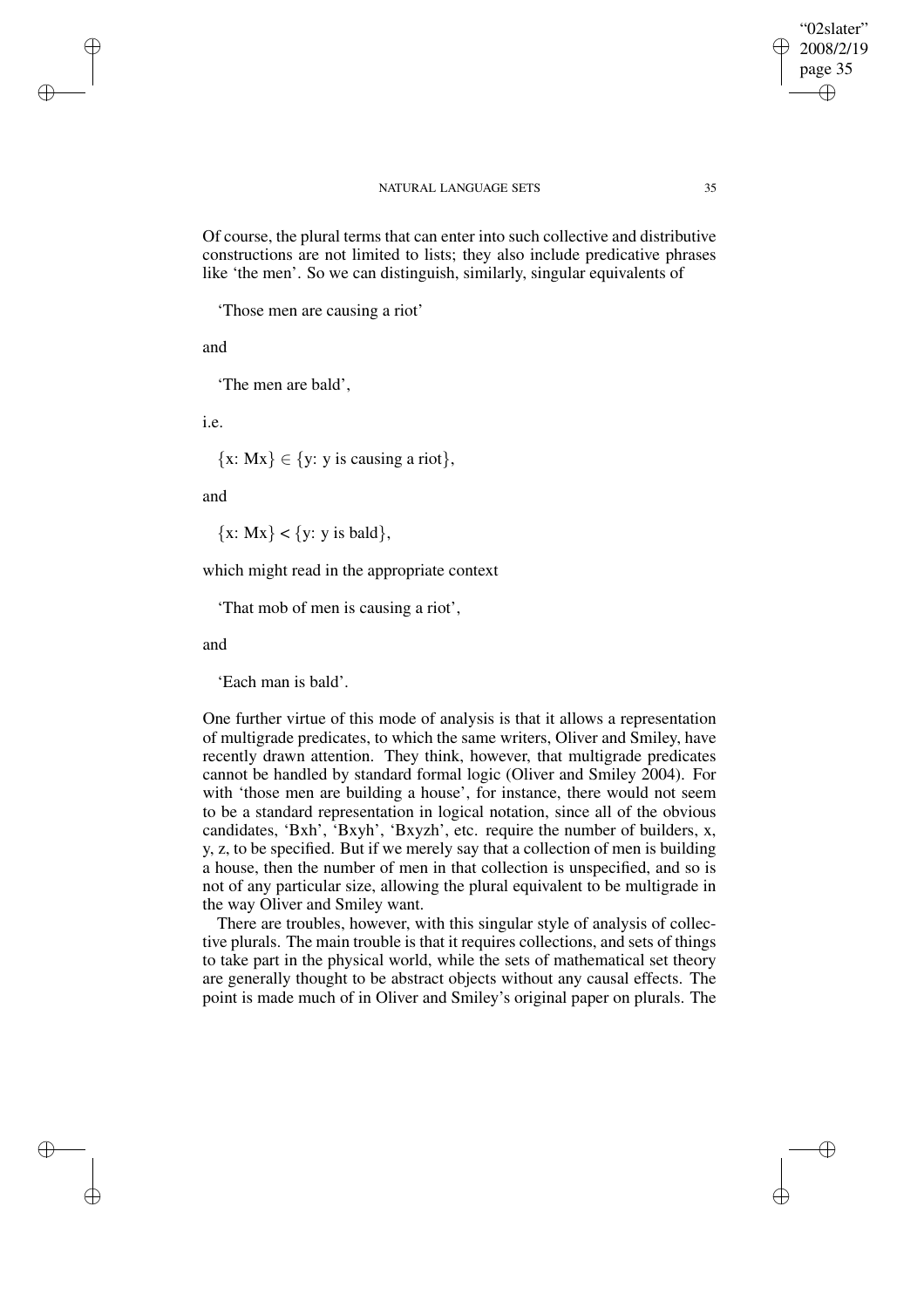Of course, the plural terms that can enter into such collective and distributive constructions are not limited to lists; they also include predicative phrases like 'the men'. So we can distinguish, similarly, singular equivalents of

'Those men are causing a riot'

and

'The men are bald',

i.e.

$\{x: Mx\} \in \{y: y \text{ is causing a riot}\}$,

and

$\{x: Mx\} < \{y: y \text{ is bald}\}$,

which might read in the appropriate context

'That mob of men is causing a riot',

and

'Each man is bald'.

One further virtue of this mode of analysis is that it allows a representation of multigrade predicates, to which the same writers, Oliver and Smiley, have recently drawn attention. They think, however, that multigrade predicates cannot be handled by standard formal logic (Oliver and Smiley 2004). For with 'those men are building a house', for instance, there would not seem to be a standard representation in logical notation, since all of the obvious candidates, 'Bxh', 'Bxyh', 'Bxyzh', etc. require the number of builders, x, y, z, to be specified. But if we merely say that a collection of men is building a house, then the number of men in that collection is unspecified, and so is not of any particular size, allowing the plural equivalent to be multigrade in the way Oliver and Smiley want.

There are troubles, however, with this singular style of analysis of collective plurals. The main trouble is that it requires collections, and sets of things to take part in the physical world, while the sets of mathematical set theory are generally thought to be abstract objects without any causal effects. The point is made much of in Oliver and Smiley's original paper on plurals. The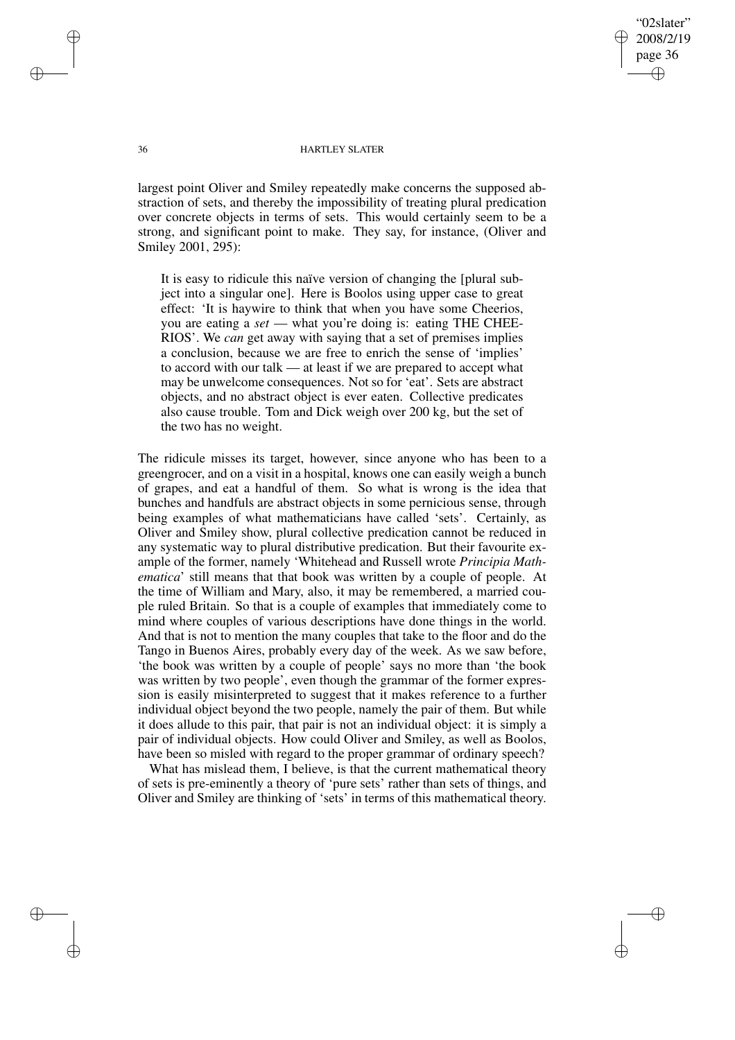largest point Oliver and Smiley repeatedly make concerns the supposed abstraction of sets, and thereby the impossibility of treating plural predication over concrete objects in terms of sets. This would certainly seem to be a strong, and significant point to make. They say, for instance, (Oliver and Smiley 2001, 295):

> It is easy to ridicule this naïve version of changing the [plural subject into a singular one]. Here is Boolos using upper case to great effect: 'It is haywire to think that when you have some Cheerios, you are eating a *set* — what you're doing is: eating THE CHEERIOS'. We *can* get away with saying that a set of premises implies a conclusion, because we are free to enrich the sense of 'implies' to accord with our talk — at least if we are prepared to accept what may be unwelcome consequences. Not so for 'eat'. Sets are abstract objects, and no abstract object is ever eaten. Collective predicates also cause trouble. Tom and Dick weigh over 200 kg, but the set of the two has no weight.

The ridicule misses its target, however, since anyone who has been to a greengrocer, and on a visit in a hospital, knows one can easily weigh a bunch of grapes, and eat a handful of them. So what is wrong is the idea that bunches and handfuls are abstract objects in some pernicious sense, through being examples of what mathematicians have called 'sets'. Certainly, as Oliver and Smiley show, plural collective predication cannot be reduced in any systematic way to plural distributive predication. But their favourite example of the former, namely 'Whitehead and Russell wrote *Principia Mathematica*' still means that that book was written by a couple of people. At the time of William and Mary, also, it may be remembered, a married couple ruled Britain. So that is a couple of examples that immediately come to mind where couples of various descriptions have done things in the world. And that is not to mention the many couples that take to the floor and do the Tango in Buenos Aires, probably every day of the week. As we saw before, 'the book was written by a couple of people' says no more than 'the book was written by two people', even though the grammar of the former expression is easily misinterpreted to suggest that it makes reference to a further individual object beyond the two people, namely the pair of them. But while it does allude to this pair, that pair is not an individual object: it is simply a pair of individual objects. How could Oliver and Smiley, as well as Boolos, have been so misled with regard to the proper grammar of ordinary speech?

What has mislead them, I believe, is that the current mathematical theory of sets is pre-eminently a theory of 'pure sets' rather than sets of things, and Oliver and Smiley are thinking of 'sets' in terms of this mathematical theory.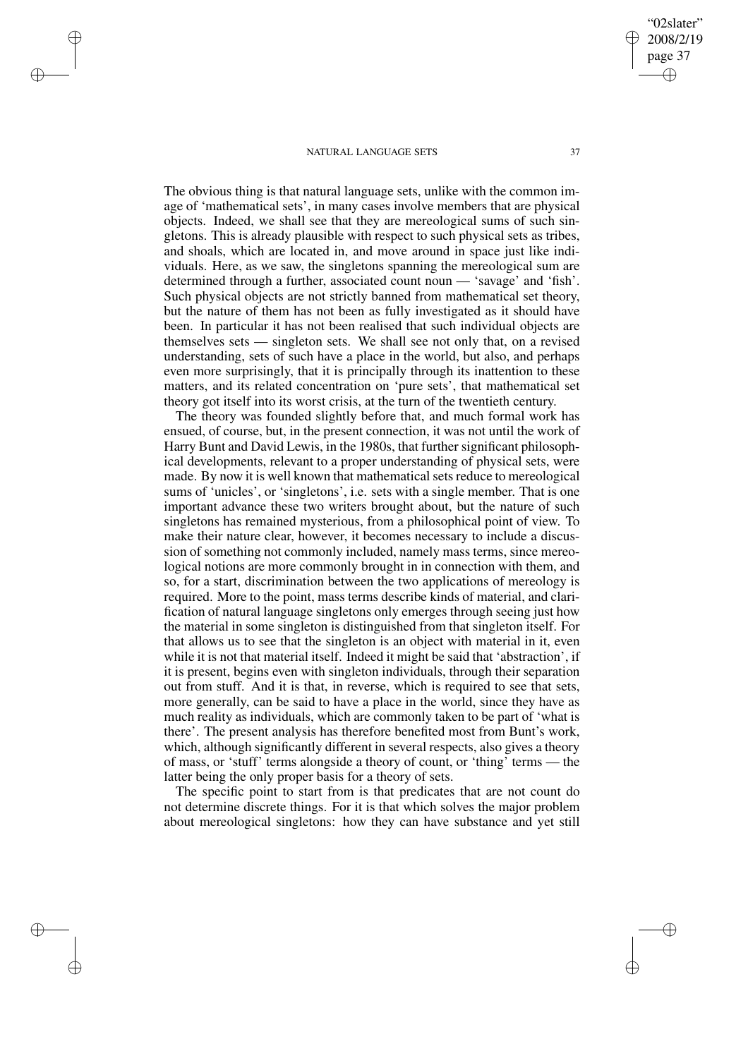The obvious thing is that natural language sets, unlike with the common image of 'mathematical sets', in many cases involve members that are physical objects. Indeed, we shall see that they are mereological sums of such singletons. This is already plausible with respect to such physical sets as tribes, and shoals, which are located in, and move around in space just like individuals. Here, as we saw, the singletons spanning the mereological sum are determined through a further, associated count noun — 'savage' and 'fish'. Such physical objects are not strictly banned from mathematical set theory, but the nature of them has not been as fully investigated as it should have been. In particular it has not been realised that such individual objects are themselves sets — singleton sets. We shall see not only that, on a revised understanding, sets of such have a place in the world, but also, and perhaps even more surprisingly, that it is principally through its inattention to these matters, and its related concentration on 'pure sets', that mathematical set theory got itself into its worst crisis, at the turn of the twentieth century.

The theory was founded slightly before that, and much formal work has ensued, of course, but, in the present connection, it was not until the work of Harry Bunt and David Lewis, in the 1980s, that further significant philosophical developments, relevant to a proper understanding of physical sets, were made. By now it is well known that mathematical sets reduce to mereological sums of 'unicles', or 'singletons', i.e. sets with a single member. That is one important advance these two writers brought about, but the nature of such singletons has remained mysterious, from a philosophical point of view. To make their nature clear, however, it becomes necessary to include a discussion of something not commonly included, namely mass terms, since mereological notions are more commonly brought in in connection with them, and so, for a start, discrimination between the two applications of mereology is required. More to the point, mass terms describe kinds of material, and clarification of natural language singletons only emerges through seeing just how the material in some singleton is distinguished from that singleton itself. For that allows us to see that the singleton is an object with material in it, even while it is not that material itself. Indeed it might be said that 'abstraction', if it is present, begins even with singleton individuals, through their separation out from stuff. And it is that, in reverse, which is required to see that sets, more generally, can be said to have a place in the world, since they have as much reality as individuals, which are commonly taken to be part of 'what is there'. The present analysis has therefore benefited most from Bunt's work, which, although significantly different in several respects, also gives a theory of mass, or 'stuff' terms alongside a theory of count, or 'thing' terms — the latter being the only proper basis for a theory of sets.

The specific point to start from is that predicates that are not count do not determine discrete things. For it is that which solves the major problem about mereological singletons: how they can have substance and yet still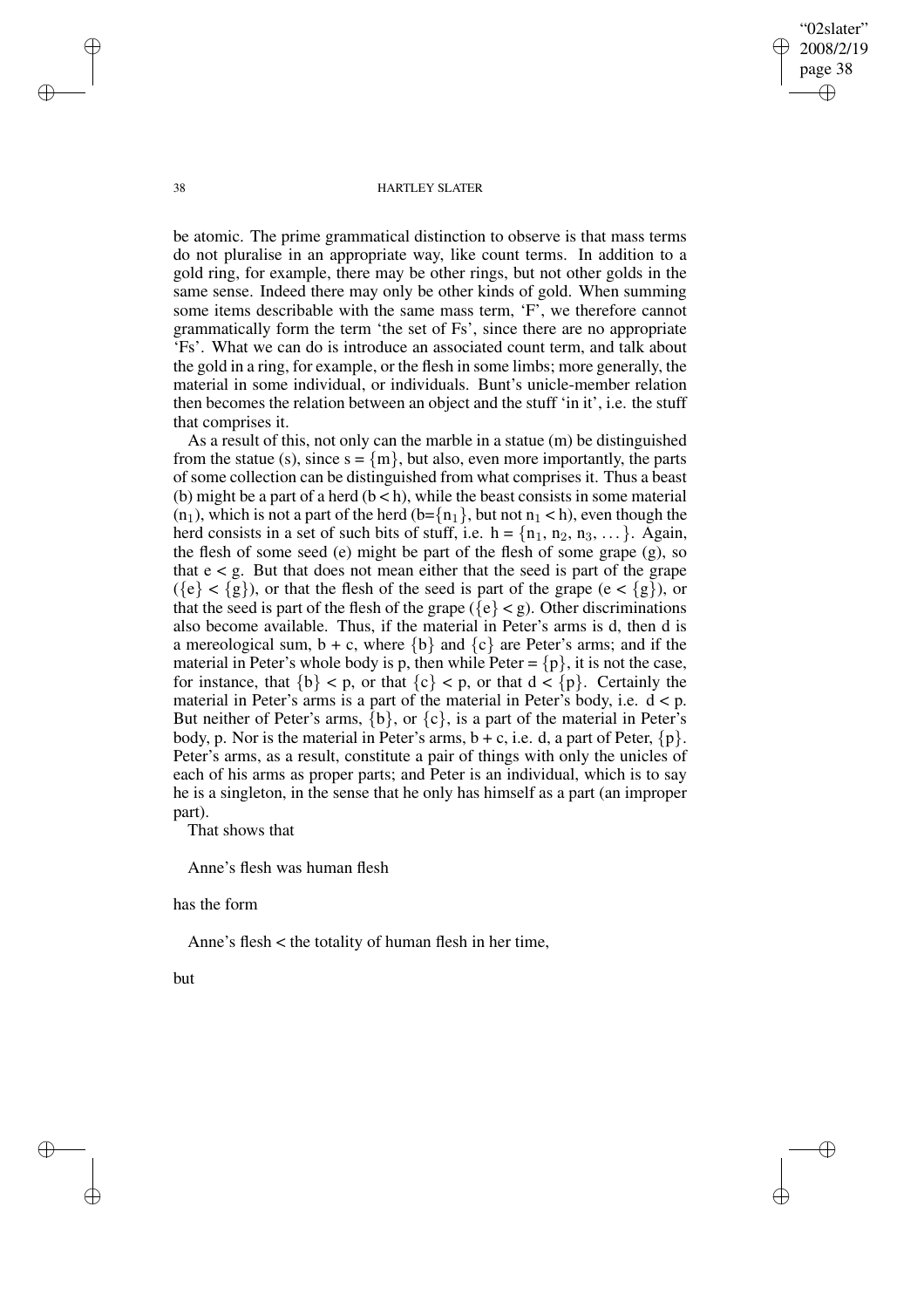be atomic. The prime grammatical distinction to observe is that mass terms do not pluralise in an appropriate way, like count terms. In addition to a gold ring, for example, there may be other rings, but not other golds in the same sense. Indeed there may only be other kinds of gold. When summing some items describable with the same mass term, 'F', we therefore cannot grammatically form the term 'the set of Fs', since there are no appropriate 'Fs'. What we can do is introduce an associated count term, and talk about the gold in a ring, for example, or the flesh in some limbs; more generally, the material in some individual, or individuals. Bunt's unicle-member relation then becomes the relation between an object and the stuff 'in it', i.e. the stuff that comprises it.

As a result of this, not only can the marble in a statue (m) be distinguished from the statue (s), since $s = \{m\}$, but also, even more importantly, the parts of some collection can be distinguished from what comprises it. Thus a beast (b) might be a part of a herd ($b < h$), while the beast consists in some material ($n_1$), which is not a part of the herd ($b=\{n_1\}$, but not $n_1 < h$), even though the herd consists in a set of such bits of stuff, i.e. $h = \{n_1, n_2, n_3, \ldots\}$. Again, the flesh of some seed (e) might be part of the flesh of some grape (g), so that $e < g$. But that does not mean either that the seed is part of the grape ($\{e\} < \{g\}$), or that the flesh of the seed is part of the grape ($e < \{g\}$), or that the seed is part of the flesh of the grape ($\{e\} < g$). Other discriminations also become available. Thus, if the material in Peter's arms is d, then d is a mereological sum, $b + c$, where $\{b\}$ and $\{c\}$ are Peter's arms; and if the material in Peter's whole body is p, then while Peter $= \{p\}$, it is not the case, for instance, that $\{b\} < p$, or that $\{c\} < p$, or that $d < \{p\}$. Certainly the material in Peter's arms is a part of the material in Peter's body, i.e. $d < p$. But neither of Peter's arms, $\{b\}$, or $\{c\}$, is a part of the material in Peter's body, p. Nor is the material in Peter's arms, $b + c$, i.e. d, a part of Peter, $\{p\}$. Peter's arms, as a result, constitute a pair of things with only the unicles of each of his arms as proper parts; and Peter is an individual, which is to say he is a singleton, in the sense that he only has himself as a part (an improper part).

That shows that

Anne's flesh was human flesh

has the form

Anne's flesh < the totality of human flesh in her time,

but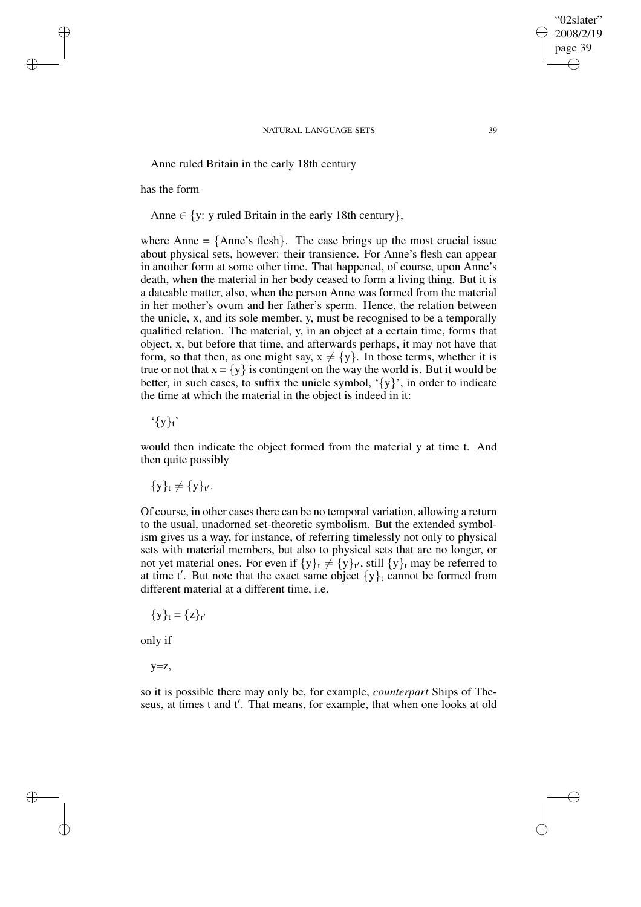Anne ruled Britain in the early 18th century

has the form

Anne $\in$ {y: y ruled Britain in the early 18th century},

where Anne = {Anne's flesh}. The case brings up the most crucial issue about physical sets, however: their transience. For Anne's flesh can appear in another form at some other time. That happened, of course, upon Anne's death, when the material in her body ceased to form a living thing. But it is a dateable matter, also, when the person Anne was formed from the material in her mother's ovum and her father's sperm. Hence, the relation between the unicle, x, and its sole member, y, must be recognised to be a temporally qualified relation. The material, y, in an object at a certain time, forms that object, x, but before that time, and afterwards perhaps, it may not have that form, so that then, as one might say, $x \neq \{y\}$. In those terms, whether it is true or not that $x = \{y\}$ is contingent on the way the world is. But it would be better, in such cases, to suffix the unicle symbol, '{y}', in order to indicate the time at which the material in the object is indeed in it:

'$\{y\}_t$'

would then indicate the object formed from the material y at time t. And then quite possibly

$\{y\}_t \neq \{y\}_{t'}$.

Of course, in other cases there can be no temporal variation, allowing a return to the usual, unadorned set-theoretic symbolism. But the extended symbolism gives us a way, for instance, of referring timelessly not only to physical sets with material members, but also to physical sets that are no longer, or not yet material ones. For even if $\{y\}_t \neq \{y\}_{t'}$, still $\{y\}_t$ may be referred to at time t′. But note that the exact same object $\{y\}_t$ cannot be formed from different material at a different time, i.e.

$\{y\}_t = \{z\}_{t'}$

only if

y=z,

so it is possible there may only be, for example, *counterpart* Ships of Theseus, at times t and t′. That means, for example, that when one looks at old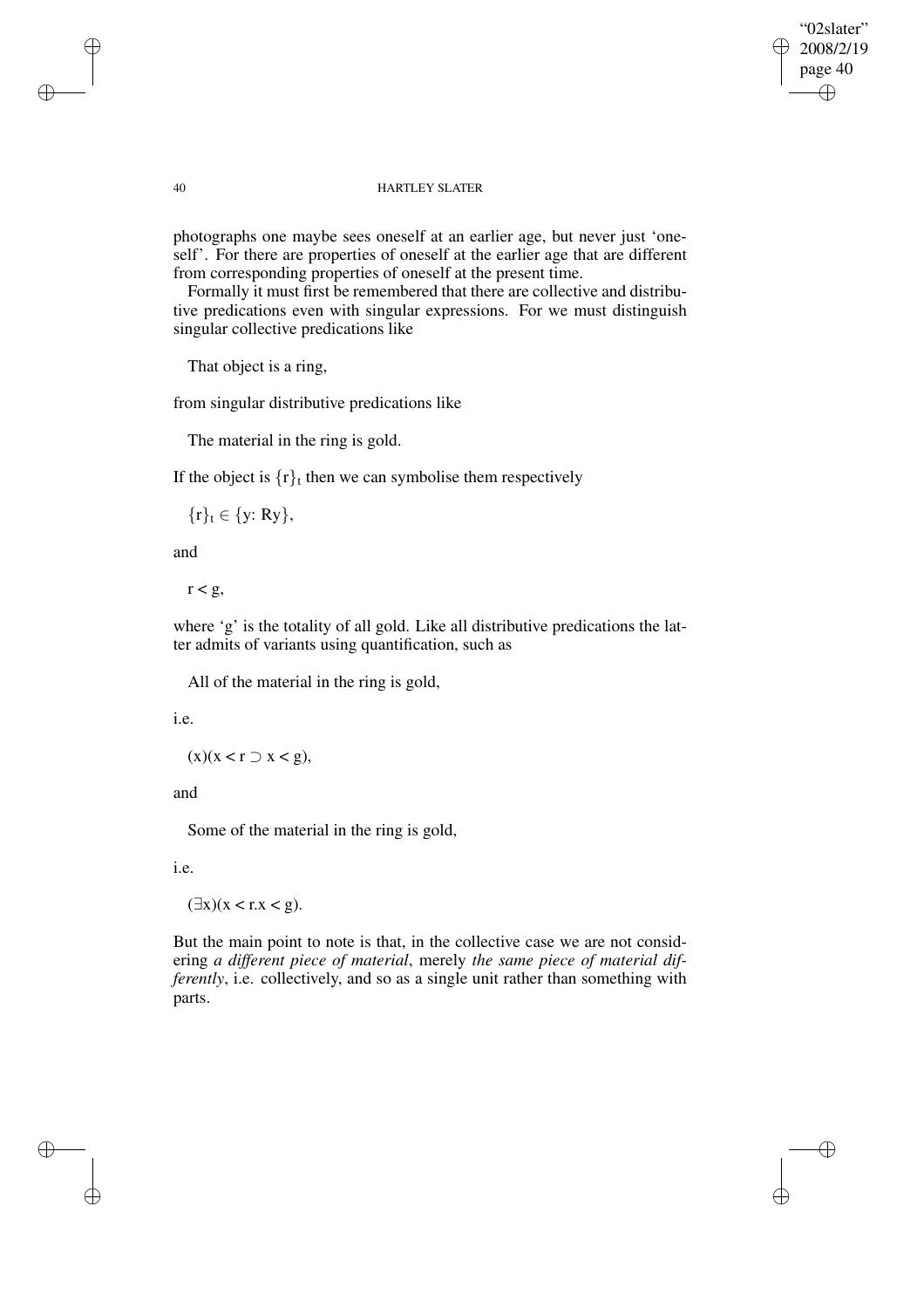photographs one maybe sees oneself at an earlier age, but never just 'oneself'. For there are properties of oneself at the earlier age that are different from corresponding properties of oneself at the present time.

Formally it must first be remembered that there are collective and distributive predications even with singular expressions. For we must distinguish singular collective predications like

That object is a ring,

from singular distributive predications like

The material in the ring is gold.

If the object is $\{r\}_t$ then we can symbolise them respectively

$\{r\}_t \in \{y\colon Ry\}$,

and

$r < g$,

where 'g' is the totality of all gold. Like all distributive predications the latter admits of variants using quantification, such as

All of the material in the ring is gold,

i.e.

$(x)(x < r \supset x < g)$,

and

Some of the material in the ring is gold,

i.e.

$(\exists x)(x < r.x < g)$.

But the main point to note is that, in the collective case we are not considering *a different piece of material*, merely *the same piece of material differently*, i.e. collectively, and so as a single unit rather than something with parts.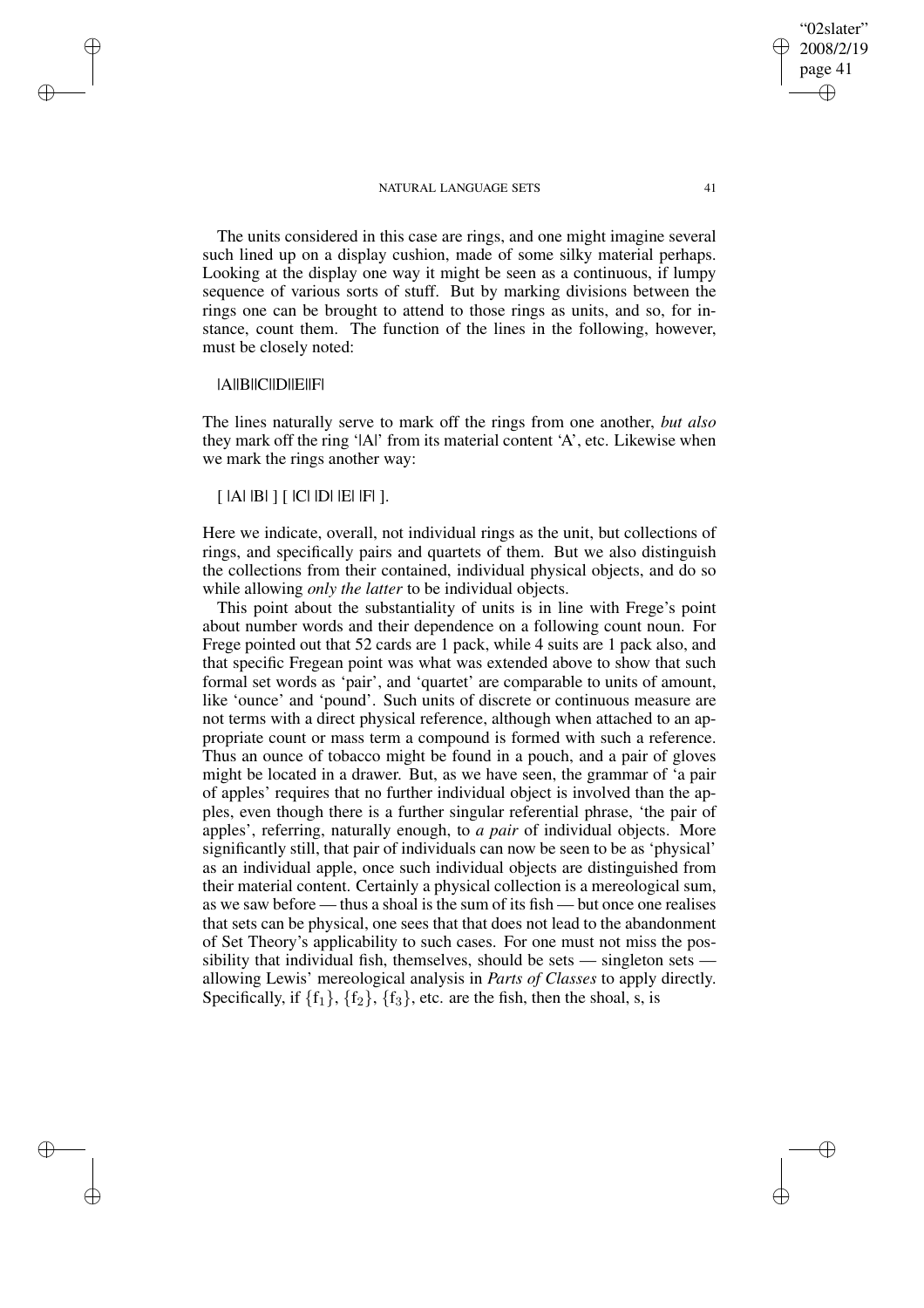The units considered in this case are rings, and one might imagine several such lined up on a display cushion, made of some silky material perhaps. Looking at the display one way it might be seen as a continuous, if lumpy sequence of various sorts of stuff. But by marking divisions between the rings one can be brought to attend to those rings as units, and so, for instance, count them. The function of the lines in the following, however, must be closely noted:

|A||B||C||D||E||F|

The lines naturally serve to mark off the rings from one another, *but also* they mark off the ring '|A|' from its material content 'A', etc. Likewise when we mark the rings another way:

[ |A| |B| ] [ |C| |D| |E| |F| ].

Here we indicate, overall, not individual rings as the unit, but collections of rings, and specifically pairs and quartets of them. But we also distinguish the collections from their contained, individual physical objects, and do so while allowing *only the latter* to be individual objects.

This point about the substantiality of units is in line with Frege's point about number words and their dependence on a following count noun. For Frege pointed out that 52 cards are 1 pack, while 4 suits are 1 pack also, and that specific Fregean point was what was extended above to show that such formal set words as 'pair', and 'quartet' are comparable to units of amount, like 'ounce' and 'pound'. Such units of discrete or continuous measure are not terms with a direct physical reference, although when attached to an appropriate count or mass term a compound is formed with such a reference. Thus an ounce of tobacco might be found in a pouch, and a pair of gloves might be located in a drawer. But, as we have seen, the grammar of 'a pair of apples' requires that no further individual object is involved than the apples, even though there is a further singular referential phrase, 'the pair of apples', referring, naturally enough, to *a pair* of individual objects. More significantly still, that pair of individuals can now be seen to be as 'physical' as an individual apple, once such individual objects are distinguished from their material content. Certainly a physical collection is a mereological sum, as we saw before — thus a shoal is the sum of its fish — but once one realises that sets can be physical, one sees that that does not lead to the abandonment of Set Theory's applicability to such cases. For one must not miss the possibility that individual fish, themselves, should be sets — singleton sets — allowing Lewis' mereological analysis in *Parts of Classes* to apply directly. Specifically, if $\{f_1\}$, $\{f_2\}$, $\{f_3\}$, etc. are the fish, then the shoal, s, is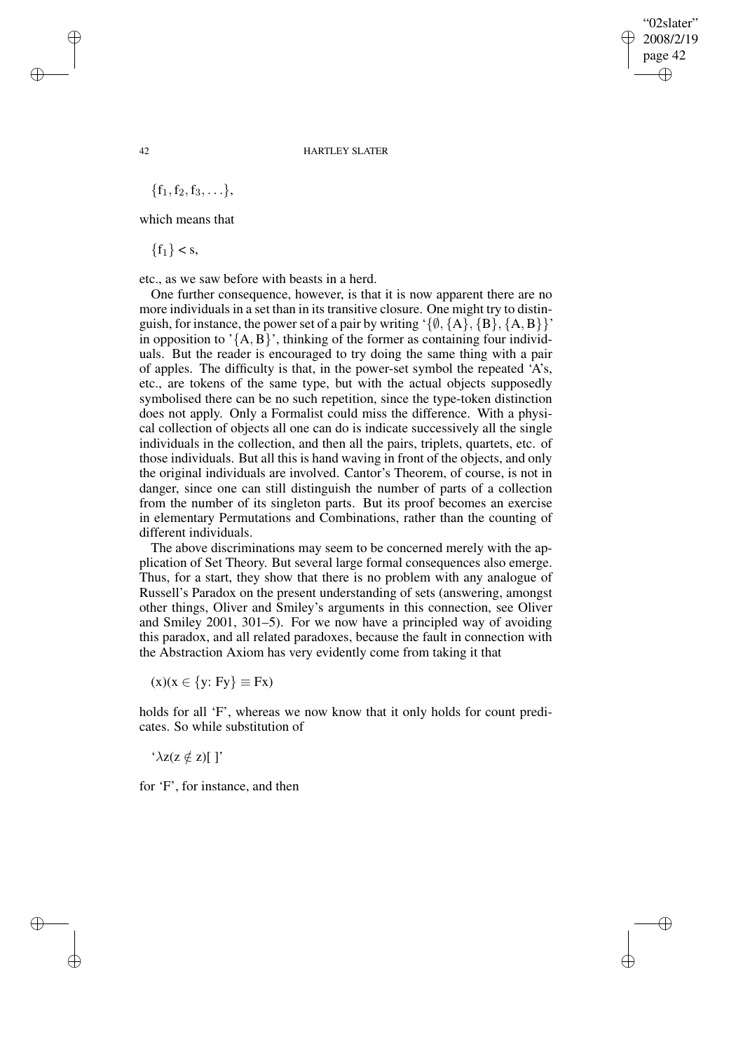$\{f_1, f_2, f_3, \ldots\}$,

which means that

$\{f_1\} < s$,

etc., as we saw before with beasts in a herd.

One further consequence, however, is that it is now apparent there are no more individuals in a set than in its transitive closure. One might try to distinguish, for instance, the power set of a pair by writing '$\{\emptyset, \{A\}, \{B\}, \{A, B\}\}$' in opposition to '$\{A, B\}$', thinking of the former as containing four individuals. But the reader is encouraged to try doing the same thing with a pair of apples. The difficulty is that, in the power-set symbol the repeated 'A's, etc., are tokens of the same type, but with the actual objects supposedly symbolised there can be no such repetition, since the type-token distinction does not apply. Only a Formalist could miss the difference. With a physical collection of objects all one can do is indicate successively all the single individuals in the collection, and then all the pairs, triplets, quartets, etc. of those individuals. But all this is hand waving in front of the objects, and only the original individuals are involved. Cantor's Theorem, of course, is not in danger, since one can still distinguish the number of parts of a collection from the number of its singleton parts. But its proof becomes an exercise in elementary Permutations and Combinations, rather than the counting of different individuals.

The above discriminations may seem to be concerned merely with the application of Set Theory. But several large formal consequences also emerge. Thus, for a start, they show that there is no problem with any analogue of Russell's Paradox on the present understanding of sets (answering, amongst other things, Oliver and Smiley's arguments in this connection, see Oliver and Smiley 2001, 301–5). For we now have a principled way of avoiding this paradox, and all related paradoxes, because the fault in connection with the Abstraction Axiom has very evidently come from taking it that

$(x)(x \in \{y\colon Fy\} \equiv Fx)$

holds for all 'F', whereas we now know that it only holds for count predicates. So while substitution of

'$\lambda z(z \notin z)[\ ]$'

for 'F', for instance, and then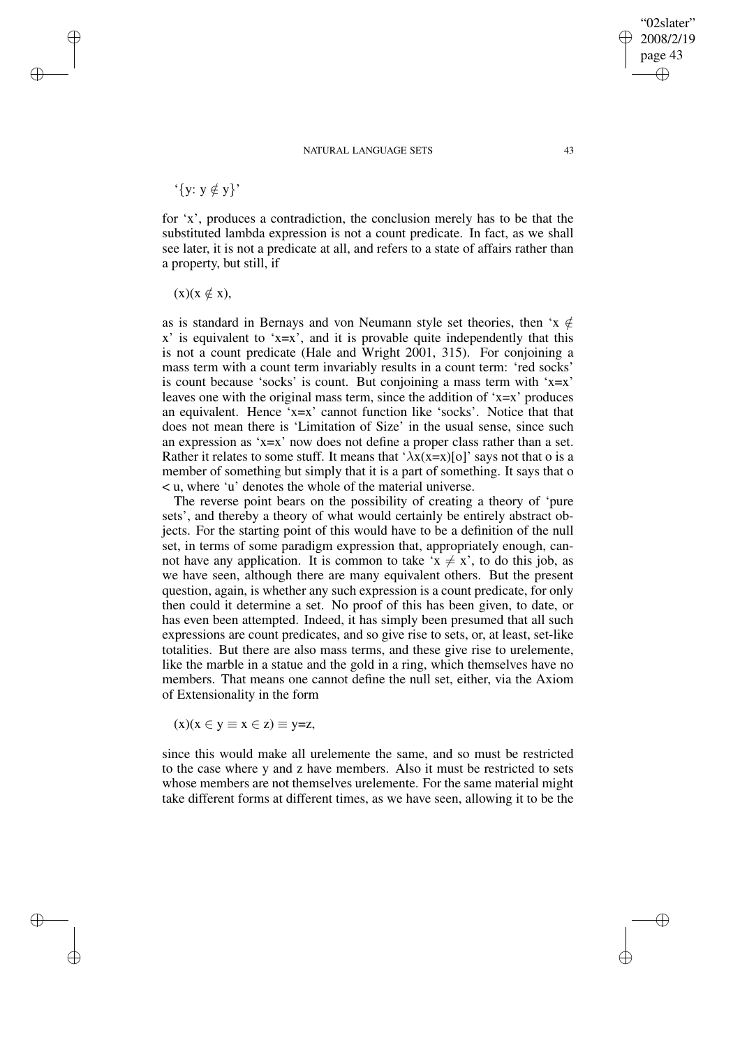'$\{y: y \notin y\}$'

for 'x', produces a contradiction, the conclusion merely has to be that the substituted lambda expression is not a count predicate. In fact, as we shall see later, it is not a predicate at all, and refers to a state of affairs rather than a property, but still, if

$(x)(x \notin x)$,

as is standard in Bernays and von Neumann style set theories, then '$x \notin x$' is equivalent to '$x=x$', and it is provable quite independently that this is not a count predicate (Hale and Wright 2001, 315). For conjoining a mass term with a count term invariably results in a count term: 'red socks' is count because 'socks' is count. But conjoining a mass term with '$x=x$' leaves one with the original mass term, since the addition of '$x=x$' produces an equivalent. Hence '$x=x$' cannot function like 'socks'. Notice that that does not mean there is 'Limitation of Size' in the usual sense, since such an expression as '$x=x$' now does not define a proper class rather than a set. Rather it relates to some stuff. It means that '$\lambda x(x=x)[o]$' says not that o is a member of something but simply that it is a part of something. It says that $o < u$, where 'u' denotes the whole of the material universe.

The reverse point bears on the possibility of creating a theory of 'pure sets', and thereby a theory of what would certainly be entirely abstract objects. For the starting point of this would have to be a definition of the null set, in terms of some paradigm expression that, appropriately enough, cannot have any application. It is common to take '$x \neq x$', to do this job, as we have seen, although there are many equivalent others. But the present question, again, is whether any such expression is a count predicate, for only then could it determine a set. No proof of this has been given, to date, or has even been attempted. Indeed, it has simply been presumed that all such expressions are count predicates, and so give rise to sets, or, at least, set-like totalities. But there are also mass terms, and these give rise to urelemente, like the marble in a statue and the gold in a ring, which themselves have no members. That means one cannot define the null set, either, via the Axiom of Extensionality in the form

$(x)(x \in y \equiv x \in z) \equiv y=z$,

since this would make all urelemente the same, and so must be restricted to the case where y and z have members. Also it must be restricted to sets whose members are not themselves urelemente. For the same material might take different forms at different times, as we have seen, allowing it to be the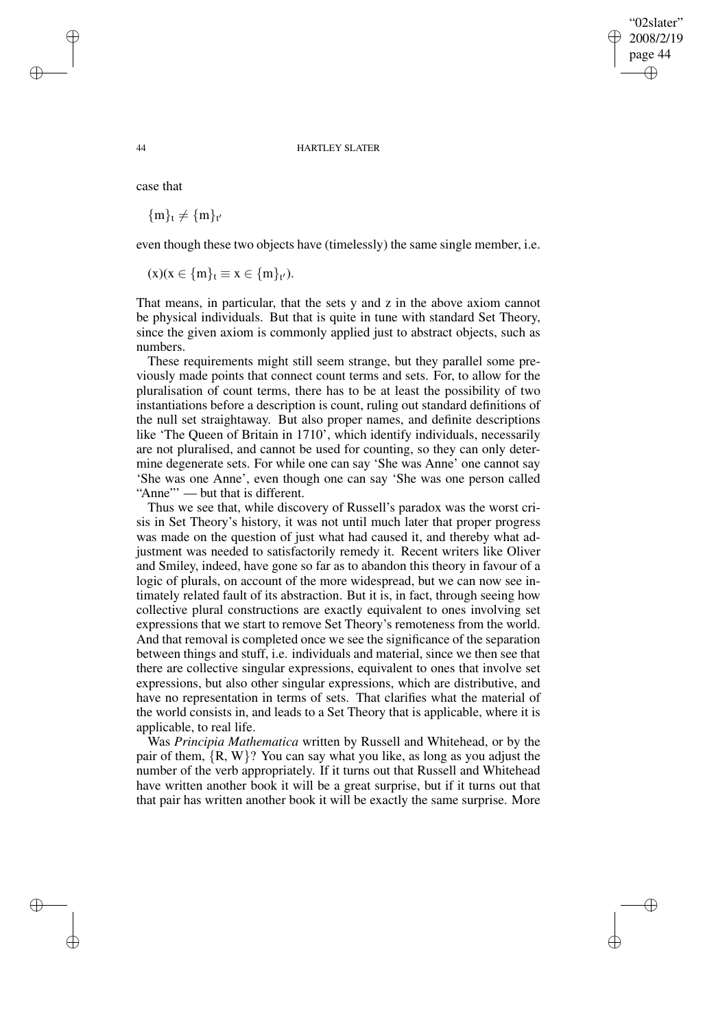case that

$$\{m\}_t \neq \{m\}_{t'}$$

even though these two objects have (timelessly) the same single member, i.e.

$$(x)(x \in \{m\}_t \equiv x \in \{m\}_{t'}).$$

That means, in particular, that the sets y and z in the above axiom cannot be physical individuals. But that is quite in tune with standard Set Theory, since the given axiom is commonly applied just to abstract objects, such as numbers.

These requirements might still seem strange, but they parallel some previously made points that connect count terms and sets. For, to allow for the pluralisation of count terms, there has to be at least the possibility of two instantiations before a description is count, ruling out standard definitions of the null set straightaway. But also proper names, and definite descriptions like 'The Queen of Britain in 1710', which identify individuals, necessarily are not pluralised, and cannot be used for counting, so they can only determine degenerate sets. For while one can say 'She was Anne' one cannot say 'She was one Anne', even though one can say 'She was one person called "Anne"' — but that is different.

Thus we see that, while discovery of Russell's paradox was the worst crisis in Set Theory's history, it was not until much later that proper progress was made on the question of just what had caused it, and thereby what adjustment was needed to satisfactorily remedy it. Recent writers like Oliver and Smiley, indeed, have gone so far as to abandon this theory in favour of a logic of plurals, on account of the more widespread, but we can now see intimately related fault of its abstraction. But it is, in fact, through seeing how collective plural constructions are exactly equivalent to ones involving set expressions that we start to remove Set Theory's remoteness from the world. And that removal is completed once we see the significance of the separation between things and stuff, i.e. individuals and material, since we then see that there are collective singular expressions, equivalent to ones that involve set expressions, but also other singular expressions, which are distributive, and have no representation in terms of sets. That clarifies what the material of the world consists in, and leads to a Set Theory that is applicable, where it is applicable, to real life.

Was *Principia Mathematica* written by Russell and Whitehead, or by the pair of them, {R, W}? You can say what you like, as long as you adjust the number of the verb appropriately. If it turns out that Russell and Whitehead have written another book it will be a great surprise, but if it turns out that that pair has written another book it will be exactly the same surprise. More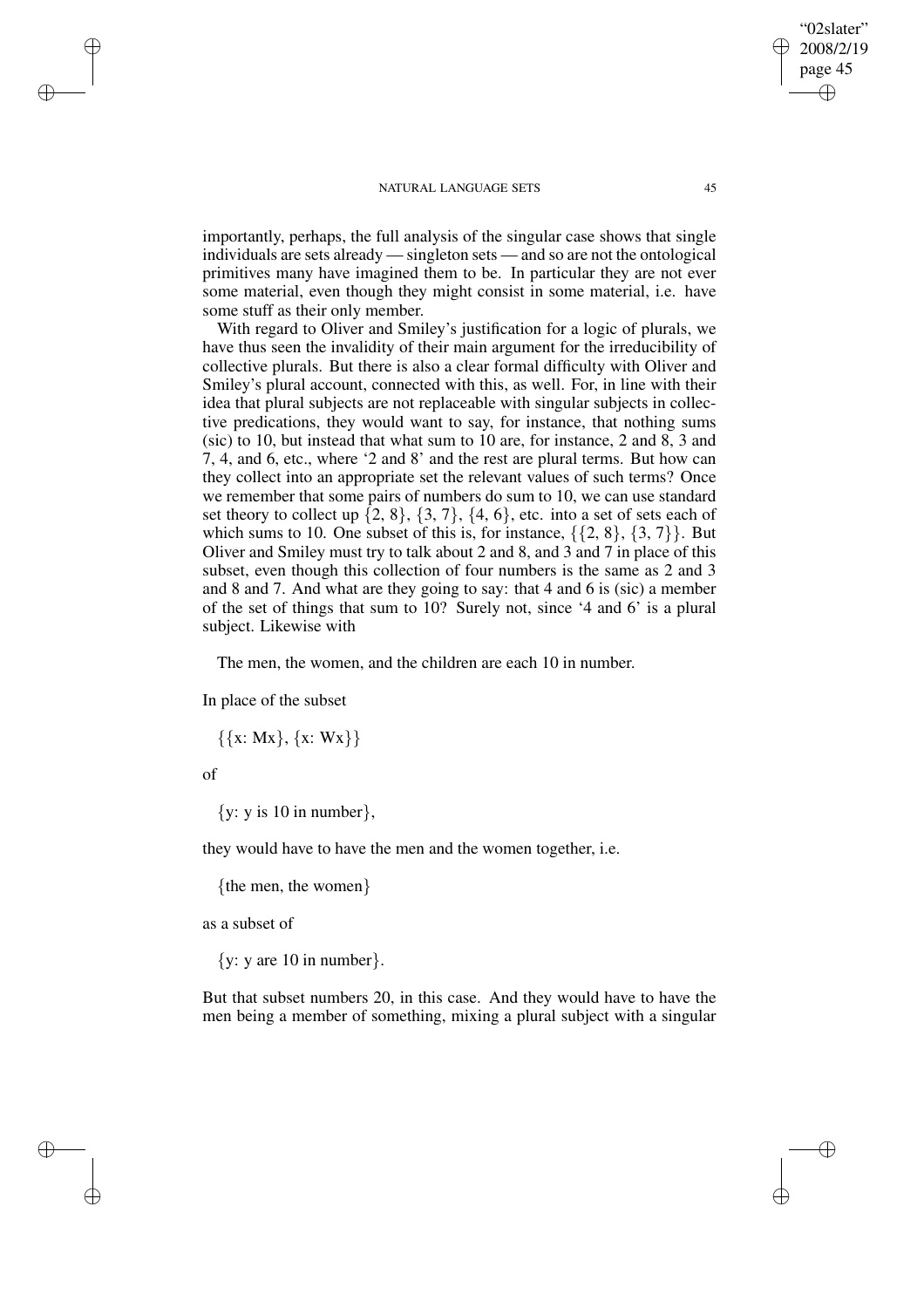importantly, perhaps, the full analysis of the singular case shows that single individuals are sets already — singleton sets — and so are not the ontological primitives many have imagined them to be. In particular they are not ever some material, even though they might consist in some material, i.e. have some stuff as their only member.

With regard to Oliver and Smiley's justification for a logic of plurals, we have thus seen the invalidity of their main argument for the irreducibility of collective plurals. But there is also a clear formal difficulty with Oliver and Smiley's plural account, connected with this, as well. For, in line with their idea that plural subjects are not replaceable with singular subjects in collective predications, they would want to say, for instance, that nothing sums (sic) to 10, but instead that what sum to 10 are, for instance, 2 and 8, 3 and 7, 4, and 6, etc., where '2 and 8' and the rest are plural terms. But how can they collect into an appropriate set the relevant values of such terms? Once we remember that some pairs of numbers do sum to 10, we can use standard set theory to collect up {2, 8}, {3, 7}, {4, 6}, etc. into a set of sets each of which sums to 10. One subset of this is, for instance, {{2, 8}, {3, 7}}. But Oliver and Smiley must try to talk about 2 and 8, and 3 and 7 in place of this subset, even though this collection of four numbers is the same as 2 and 3 and 8 and 7. And what are they going to say: that 4 and 6 is (sic) a member of the set of things that sum to 10? Surely not, since '4 and 6' is a plural subject. Likewise with

The men, the women, and the children are each 10 in number.

In place of the subset

{{x: Mx}, {x: Wx}}

of

{y: y is 10 in number},

they would have to have the men and the women together, i.e.

{the men, the women}

as a subset of

{y: y are 10 in number}.

But that subset numbers 20, in this case. And they would have to have the men being a member of something, mixing a plural subject with a singular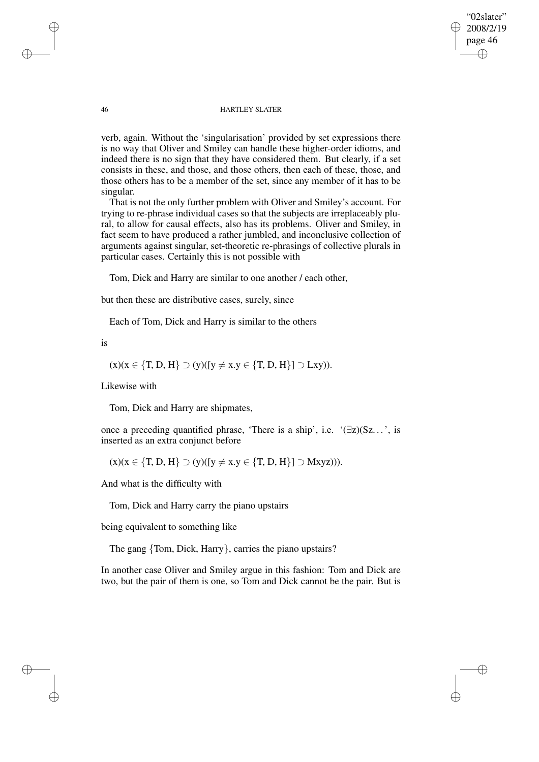verb, again. Without the 'singularisation' provided by set expressions there is no way that Oliver and Smiley can handle these higher-order idioms, and indeed there is no sign that they have considered them. But clearly, if a set consists in these, and those, and those others, then each of these, those, and those others has to be a member of the set, since any member of it has to be singular.

That is not the only further problem with Oliver and Smiley's account. For trying to re-phrase individual cases so that the subjects are irreplaceably plural, to allow for causal effects, also has its problems. Oliver and Smiley, in fact seem to have produced a rather jumbled, and inconclusive collection of arguments against singular, set-theoretic re-phrasings of collective plurals in particular cases. Certainly this is not possible with

Tom, Dick and Harry are similar to one another / each other,

but then these are distributive cases, surely, since

Each of Tom, Dick and Harry is similar to the others

is

$(x)(x \in \{T, D, H\} \supset (y)([y \neq x.y \in \{T, D, H\}] \supset Lxy))$.

Likewise with

Tom, Dick and Harry are shipmates,

once a preceding quantified phrase, 'There is a ship', i.e. '$(\exists z)(Sz\ldots$', is inserted as an extra conjunct before

$(x)(x \in \{T, D, H\} \supset (y)([y \neq x.y \in \{T, D, H\}] \supset Mxyz)))$.

And what is the difficulty with

Tom, Dick and Harry carry the piano upstairs

being equivalent to something like

The gang {Tom, Dick, Harry}, carries the piano upstairs?

In another case Oliver and Smiley argue in this fashion: Tom and Dick are two, but the pair of them is one, so Tom and Dick cannot be the pair. But is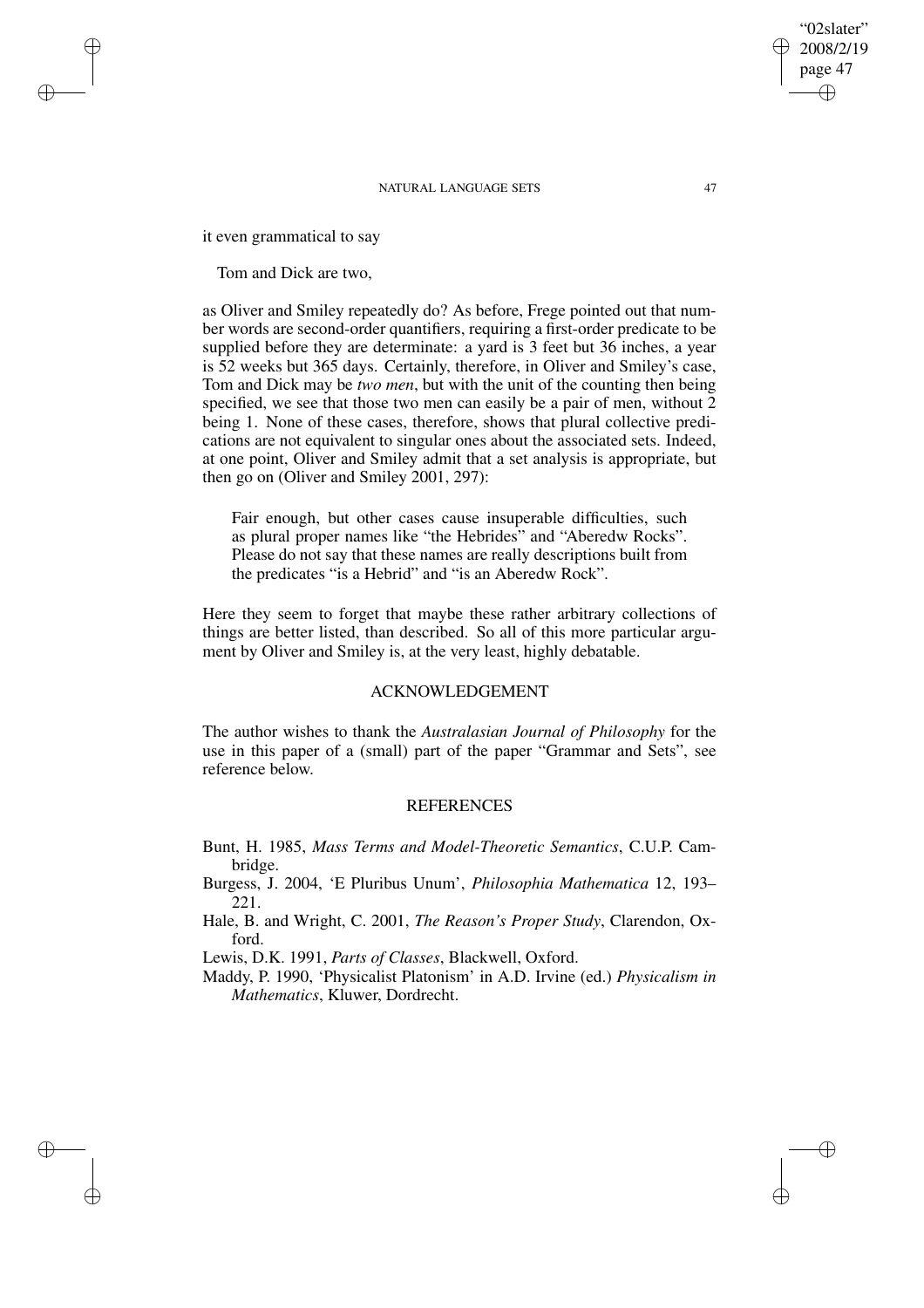it even grammatical to say

Tom and Dick are two,

as Oliver and Smiley repeatedly do? As before, Frege pointed out that number words are second-order quantifiers, requiring a first-order predicate to be supplied before they are determinate: a yard is 3 feet but 36 inches, a year is 52 weeks but 365 days. Certainly, therefore, in Oliver and Smiley's case, Tom and Dick may be *two men*, but with the unit of the counting then being specified, we see that those two men can easily be a pair of men, without 2 being 1. None of these cases, therefore, shows that plural collective predications are not equivalent to singular ones about the associated sets. Indeed, at one point, Oliver and Smiley admit that a set analysis is appropriate, but then go on (Oliver and Smiley 2001, 297):

> Fair enough, but other cases cause insuperable difficulties, such as plural proper names like "the Hebrides" and "Aberedw Rocks". Please do not say that these names are really descriptions built from the predicates "is a Hebrid" and "is an Aberedw Rock".

Here they seem to forget that maybe these rather arbitrary collections of things are better listed, than described. So all of this more particular argument by Oliver and Smiley is, at the very least, highly debatable.

## ACKNOWLEDGEMENT

The author wishes to thank the *Australasian Journal of Philosophy* for the use in this paper of a (small) part of the paper "Grammar and Sets", see reference below.

## REFERENCES

Bunt, H. 1985, *Mass Terms and Model-Theoretic Semantics*, C.U.P. Cambridge.

Burgess, J. 2004, 'E Pluribus Unum', *Philosophia Mathematica* 12, 193–221.

Hale, B. and Wright, C. 2001, *The Reason's Proper Study*, Clarendon, Oxford.

Lewis, D.K. 1991, *Parts of Classes*, Blackwell, Oxford.

Maddy, P. 1990, 'Physicalist Platonism' in A.D. Irvine (ed.) *Physicalism in Mathematics*, Kluwer, Dordrecht.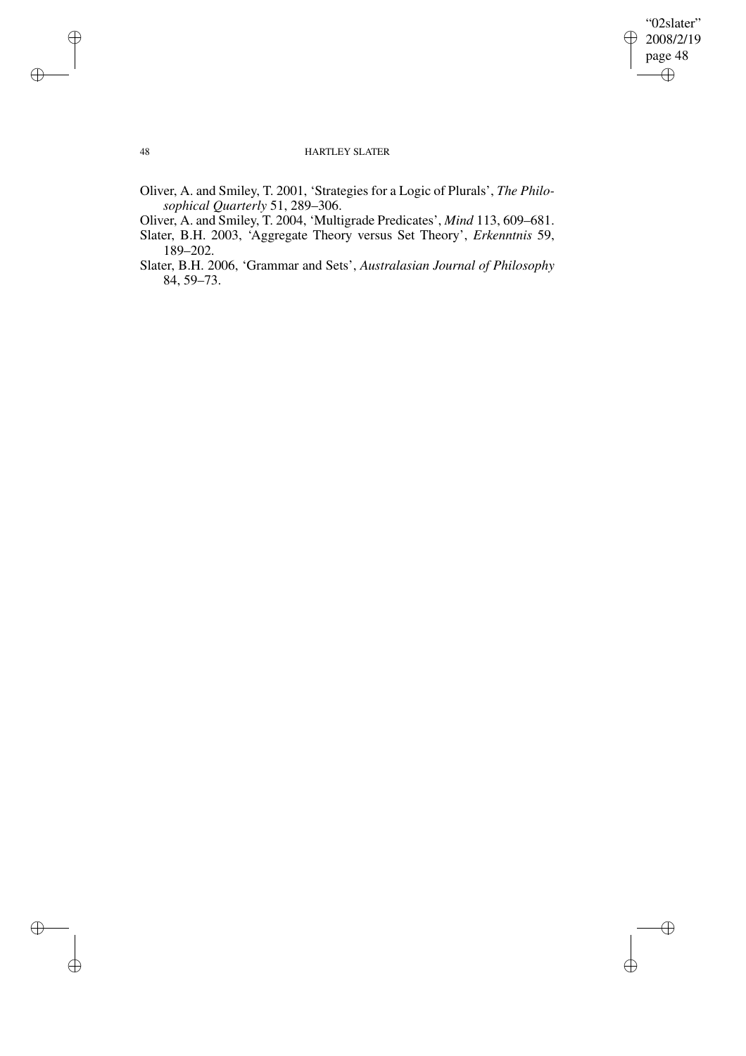Oliver, A. and Smiley, T. 2001, 'Strategies for a Logic of Plurals', *The Philosophical Quarterly* 51, 289–306.

Oliver, A. and Smiley, T. 2004, 'Multigrade Predicates', *Mind* 113, 609–681.

Slater, B.H. 2003, 'Aggregate Theory versus Set Theory', *Erkenntnis* 59, 189–202.

Slater, B.H. 2006, 'Grammar and Sets', *Australasian Journal of Philosophy* 84, 59–73.